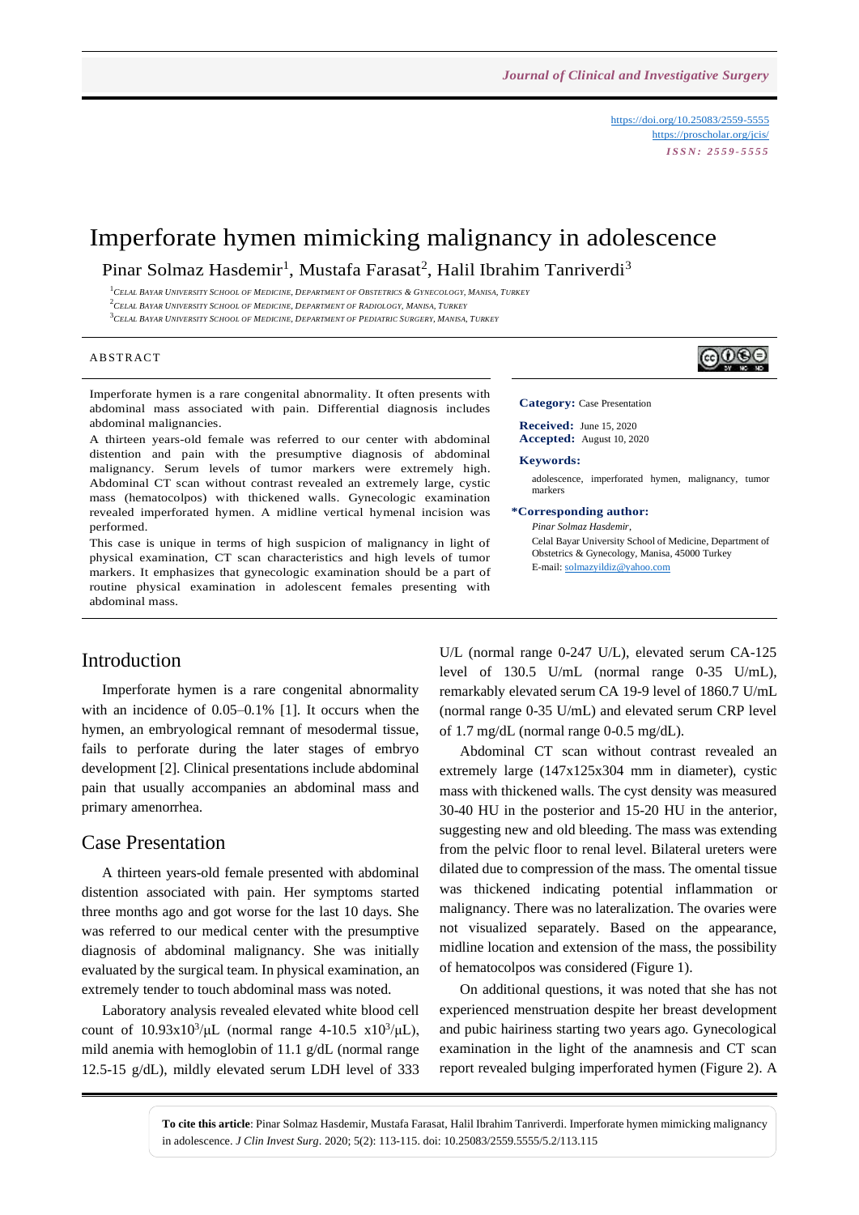https://doi.org/10.25083/2559-5555
https://proscholar.org/jcis/
*ISSN: 2559-5555*

# Imperforate hymen mimicking malignancy in adolescence

Pinar Solmaz Hasdemir[1], Mustafa Farasat[2], Halil Ibrahim Tanriverdi[3]

[1]Celal Bayar University School of Medicine, Department of Obstetrics & Gynecology, Manisa, Turkey
[2]Celal Bayar University School of Medicine, Department of Radiology, Manisa, Turkey
[3]Celal Bayar University School of Medicine, Department of Pediatric Surgery, Manisa, Turkey

## ABSTRACT

Imperforate hymen is a rare congenital abnormality. It often presents with abdominal mass associated with pain. Differential diagnosis includes abdominal malignancies.

A thirteen years-old female was referred to our center with abdominal distention and pain with the presumptive diagnosis of abdominal malignancy. Serum levels of tumor markers were extremely high. Abdominal CT scan without contrast revealed an extremely large, cystic mass (hematocolpos) with thickened walls. Gynecologic examination revealed imperforated hymen. A midline vertical hymenal incision was performed.

This case is unique in terms of high suspicion of malignancy in light of physical examination, CT scan characteristics and high levels of tumor markers. It emphasizes that gynecologic examination should be a part of routine physical examination in adolescent females presenting with abdominal mass.

**Category:** Case Presentation

**Received:** June 15, 2020
**Accepted:** August 10, 2020

**Keywords:**
adolescence, imperforated hymen, malignancy, tumor markers

**\*Corresponding author:**
*Pinar Solmaz Hasdemir,*
Celal Bayar University School of Medicine, Department of Obstetrics & Gynecology, Manisa, 45000 Turkey
E-mail: solmazyildiz@yahoo.com

## Introduction

Imperforate hymen is a rare congenital abnormality with an incidence of 0.05–0.1% [1]. It occurs when the hymen, an embryological remnant of mesodermal tissue, fails to perforate during the later stages of embryo development [2]. Clinical presentations include abdominal pain that usually accompanies an abdominal mass and primary amenorrhea.

## Case Presentation

A thirteen years-old female presented with abdominal distention associated with pain. Her symptoms started three months ago and got worse for the last 10 days. She was referred to our medical center with the presumptive diagnosis of abdominal malignancy. She was initially evaluated by the surgical team. In physical examination, an extremely tender to touch abdominal mass was noted.

Laboratory analysis revealed elevated white blood cell count of $10.93x10^3/\mu L$ (normal range 4-10.5 $x10^3/\mu L$), mild anemia with hemoglobin of 11.1 g/dL (normal range 12.5-15 g/dL), mildly elevated serum LDH level of 333 U/L (normal range 0-247 U/L), elevated serum CA-125 level of 130.5 U/mL (normal range 0-35 U/mL), remarkably elevated serum CA 19-9 level of 1860.7 U/mL (normal range 0-35 U/mL) and elevated serum CRP level of 1.7 mg/dL (normal range 0-0.5 mg/dL).

Abdominal CT scan without contrast revealed an extremely large (147x125x304 mm in diameter), cystic mass with thickened walls. The cyst density was measured 30-40 HU in the posterior and 15-20 HU in the anterior, suggesting new and old bleeding. The mass was extending from the pelvic floor to renal level. Bilateral ureters were dilated due to compression of the mass. The omental tissue was thickened indicating potential inflammation or malignancy. There was no lateralization. The ovaries were not visualized separately. Based on the appearance, midline location and extension of the mass, the possibility of hematocolpos was considered (Figure 1).

On additional questions, it was noted that she has not experienced menstruation despite her breast development and pubic hairiness starting two years ago. Gynecological examination in the light of the anamnesis and CT scan report revealed bulging imperforated hymen (Figure 2). A

**To cite this article**: Pinar Solmaz Hasdemir, Mustafa Farasat, Halil Ibrahim Tanriverdi. Imperforate hymen mimicking malignancy in adolescence. *J Clin Invest Surg*. 2020; 5(2): 113-115. doi: 10.25083/2559.5555/5.2/113.115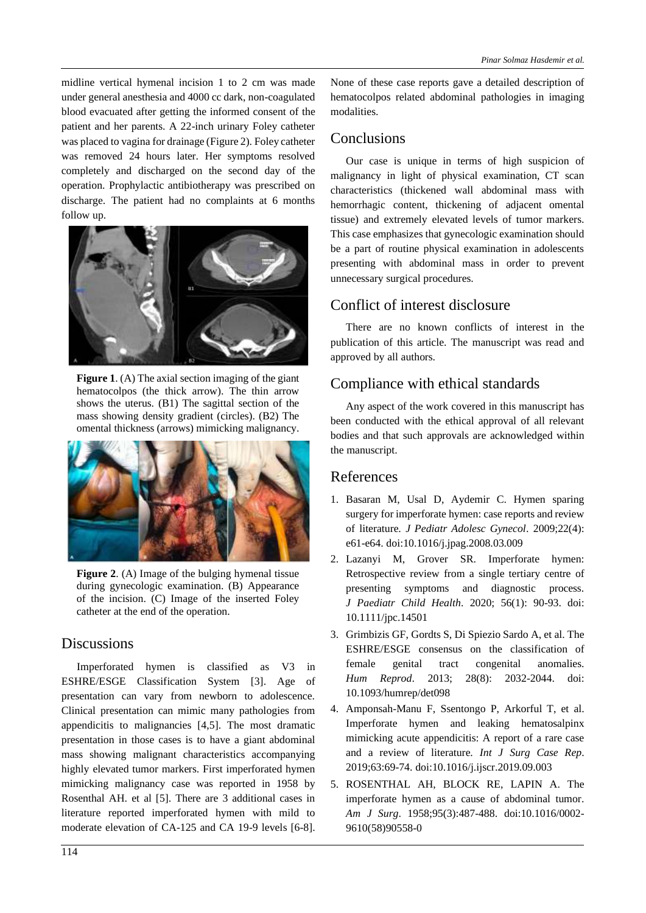midline vertical hymenal incision 1 to 2 cm was made under general anesthesia and 4000 cc dark, non-coagulated blood evacuated after getting the informed consent of the patient and her parents. A 22-inch urinary Foley catheter was placed to vagina for drainage (Figure 2). Foley catheter was removed 24 hours later. Her symptoms resolved completely and discharged on the second day of the operation. Prophylactic antibiotherapy was prescribed on discharge. The patient had no complaints at 6 months follow up.

**Figure 1**. (A) The axial section imaging of the giant hematocolpos (the thick arrow). The thin arrow shows the uterus. (B1) The sagittal section of the mass showing density gradient (circles). (B2) The omental thickness (arrows) mimicking malignancy.

**Figure 2**. (A) Image of the bulging hymenal tissue during gynecologic examination. (B) Appearance of the incision. (C) Image of the inserted Foley catheter at the end of the operation.

## Discussions

Imperforated hymen is classified as V3 in ESHRE/ESGE Classification System [3]. Age of presentation can vary from newborn to adolescence. Clinical presentation can mimic many pathologies from appendicitis to malignancies [4,5]. The most dramatic presentation in those cases is to have a giant abdominal mass showing malignant characteristics accompanying highly elevated tumor markers. First imperforated hymen mimicking malignancy case was reported in 1958 by Rosenthal AH. et al [5]. There are 3 additional cases in literature reported imperforated hymen with mild to moderate elevation of CA-125 and CA 19-9 levels [6-8]. None of these case reports gave a detailed description of hematocolpos related abdominal pathologies in imaging modalities.

## Conclusions

Our case is unique in terms of high suspicion of malignancy in light of physical examination, CT scan characteristics (thickened wall abdominal mass with hemorrhagic content, thickening of adjacent omental tissue) and extremely elevated levels of tumor markers. This case emphasizes that gynecologic examination should be a part of routine physical examination in adolescents presenting with abdominal mass in order to prevent unnecessary surgical procedures.

## Conflict of interest disclosure

There are no known conflicts of interest in the publication of this article. The manuscript was read and approved by all authors.

## Compliance with ethical standards

Any aspect of the work covered in this manuscript has been conducted with the ethical approval of all relevant bodies and that such approvals are acknowledged within the manuscript.

## References

1. Basaran M, Usal D, Aydemir C. Hymen sparing surgery for imperforate hymen: case reports and review of literature. *J Pediatr Adolesc Gynecol*. 2009;22(4): e61-e64. doi:10.1016/j.jpag.2008.03.009
2. Lazanyi M, Grover SR. Imperforate hymen: Retrospective review from a single tertiary centre of presenting symptoms and diagnostic process. *J Paediatr Child Health*. 2020; 56(1): 90-93. doi: 10.1111/jpc.14501
3. Grimbizis GF, Gordts S, Di Spiezio Sardo A, et al. The ESHRE/ESGE consensus on the classification of female genital tract congenital anomalies. *Hum Reprod*. 2013; 28(8): 2032-2044. doi: 10.1093/humrep/det098
4. Amponsah-Manu F, Ssentongo P, Arkorful T, et al. Imperforate hymen and leaking hematosalpinx mimicking acute appendicitis: A report of a rare case and a review of literature. *Int J Surg Case Rep*. 2019;63:69-74. doi:10.1016/j.ijscr.2019.09.003
5. ROSENTHAL AH, BLOCK RE, LAPIN A. The imperforate hymen as a cause of abdominal tumor. *Am J Surg*. 1958;95(3):487-488. doi:10.1016/0002-9610(58)90558-0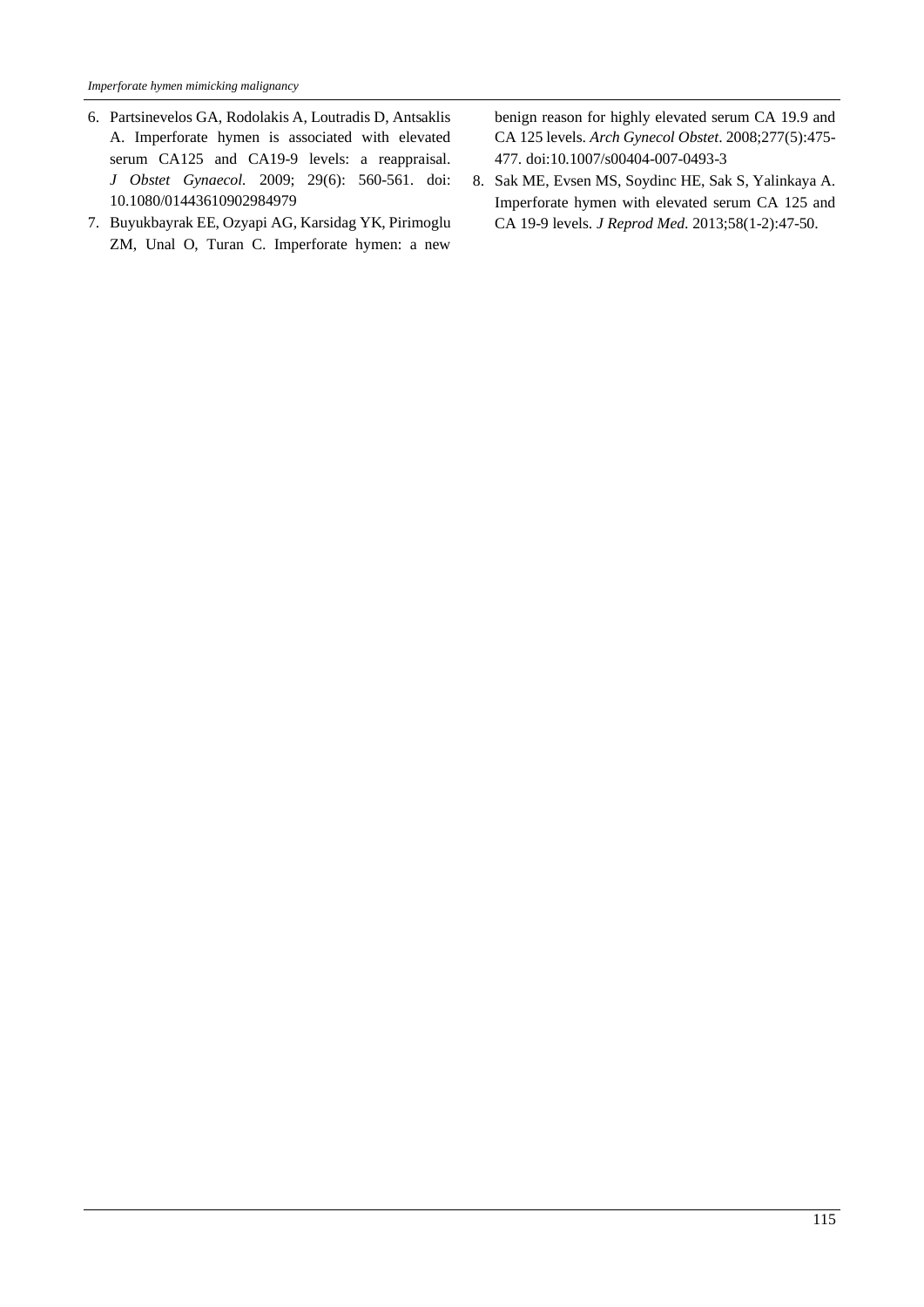6. Partsinevelos GA, Rodolakis A, Loutradis D, Antsaklis A. Imperforate hymen is associated with elevated serum CA125 and CA19-9 levels: a reappraisal. *J Obstet Gynaecol.* 2009; 29(6): 560-561. doi: 10.1080/01443610902984979
7. Buyukbayrak EE, Ozyapi AG, Karsidag YK, Pirimoglu ZM, Unal O, Turan C. Imperforate hymen: a new benign reason for highly elevated serum CA 19.9 and CA 125 levels. *Arch Gynecol Obstet*. 2008;277(5):475-477. doi:10.1007/s00404-007-0493-3
8. Sak ME, Evsen MS, Soydinc HE, Sak S, Yalinkaya A. Imperforate hymen with elevated serum CA 125 and CA 19-9 levels. *J Reprod Med*. 2013;58(1-2):47-50.